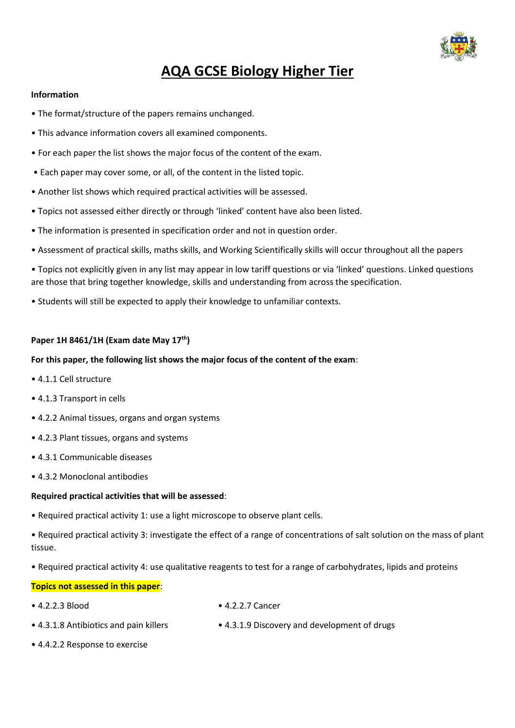# AQA GCSE Biology Higher Tier

**Information**

- The format/structure of the papers remains unchanged.
- This advance information covers all examined components.
- For each paper the list shows the major focus of the content of the exam.
- Each paper may cover some, or all, of the content in the listed topic.
- Another list shows which required practical activities will be assessed.
- Topics not assessed either directly or through 'linked' content have also been listed.
- The information is presented in specification order and not in question order.
- Assessment of practical skills, maths skills, and Working Scientifically skills will occur throughout all the papers
- Topics not explicitly given in any list may appear in low tariff questions or via 'linked' questions. Linked questions are those that bring together knowledge, skills and understanding from across the specification.
- Students will still be expected to apply their knowledge to unfamiliar contexts.

**Paper 1H 8461/1H (Exam date May 17th)**

**For this paper, the following list shows the major focus of the content of the exam**:

- 4.1.1 Cell structure
- 4.1.3 Transport in cells
- 4.2.2 Animal tissues, organs and organ systems
- 4.2.3 Plant tissues, organs and systems
- 4.3.1 Communicable diseases
- 4.3.2 Monoclonal antibodies

**Required practical activities that will be assessed**:

- Required practical activity 1: use a light microscope to observe plant cells.
- Required practical activity 3: investigate the effect of a range of concentrations of salt solution on the mass of plant tissue.
- Required practical activity 4: use qualitative reagents to test for a range of carbohydrates, lipids and proteins

**Topics not assessed in this paper**:

- 4.2.2.3 Blood
- 4.2.2.7 Cancer
- 4.3.1.8 Antibiotics and pain killers
- 4.3.1.9 Discovery and development of drugs
- 4.4.2.2 Response to exercise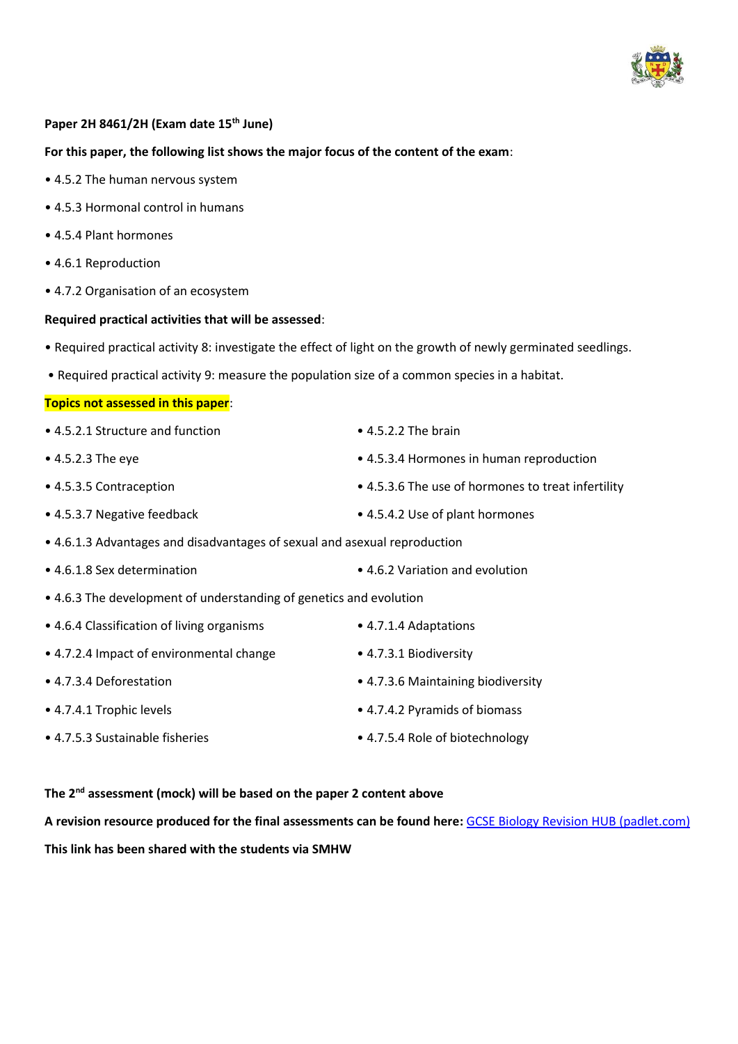**Paper 2H 8461/2H (Exam date 15th June)**

**For this paper, the following list shows the major focus of the content of the exam**:

- 4.5.2 The human nervous system
- 4.5.3 Hormonal control in humans
- 4.5.4 Plant hormones
- 4.6.1 Reproduction
- 4.7.2 Organisation of an ecosystem

**Required practical activities that will be assessed**:

- Required practical activity 8: investigate the effect of light on the growth of newly germinated seedlings.
- Required practical activity 9: measure the population size of a common species in a habitat.

**Topics not assessed in this paper**:

- 4.5.2.1 Structure and function
- 4.5.2.2 The brain
- 4.5.2.3 The eye
- 4.5.3.4 Hormones in human reproduction
- 4.5.3.5 Contraception
- 4.5.3.6 The use of hormones to treat infertility
- 4.5.3.7 Negative feedback
- 4.5.4.2 Use of plant hormones
- 4.6.1.3 Advantages and disadvantages of sexual and asexual reproduction
- 4.6.1.8 Sex determination
- 4.6.2 Variation and evolution
- 4.6.3 The development of understanding of genetics and evolution
- 4.6.4 Classification of living organisms
- 4.7.1.4 Adaptations
- 4.7.2.4 Impact of environmental change
- 4.7.3.1 Biodiversity
- 4.7.3.4 Deforestation
- 4.7.3.6 Maintaining biodiversity
- 4.7.4.1 Trophic levels
- 4.7.4.2 Pyramids of biomass
- 4.7.5.3 Sustainable fisheries
- 4.7.5.4 Role of biotechnology

**The 2nd assessment (mock) will be based on the paper 2 content above**

**A revision resource produced for the final assessments can be found here:** GCSE Biology Revision HUB (padlet.com)

**This link has been shared with the students via SMHW**